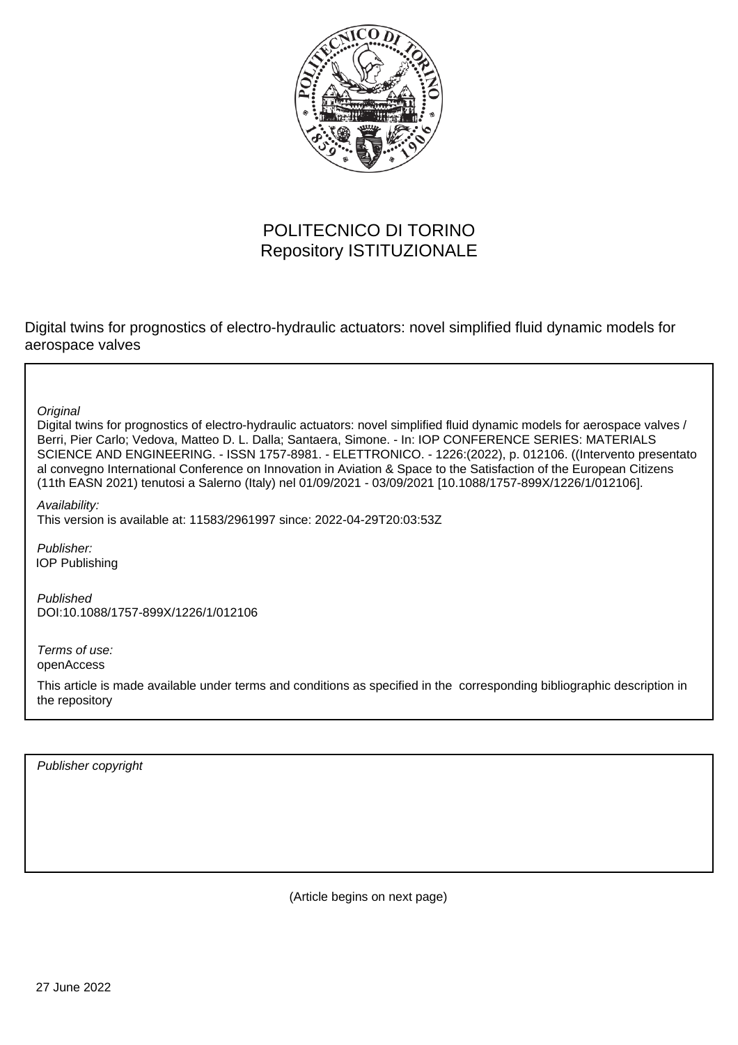POLITECNICO DI TORINO
Repository ISTITUZIONALE

Digital twins for prognostics of electro-hydraulic actuators: novel simplified fluid dynamic models for aerospace valves

*Original*
Digital twins for prognostics of electro-hydraulic actuators: novel simplified fluid dynamic models for aerospace valves / Berri, Pier Carlo; Vedova, Matteo D. L. Dalla; Santaera, Simone. - In: IOP CONFERENCE SERIES: MATERIALS SCIENCE AND ENGINEERING. - ISSN 1757-8981. - ELETTRONICO. - 1226:(2022), p. 012106. ((Intervento presentato al convegno International Conference on Innovation in Aviation & Space to the Satisfaction of the European Citizens (11th EASN 2021) tenutosi a Salerno (Italy) nel 01/09/2021 - 03/09/2021 [10.1088/1757-899X/1226/1/012106].

*Availability:*
This version is available at: 11583/2961997 since: 2022-04-29T20:03:53Z

*Publisher:*
IOP Publishing

*Published*
DOI:10.1088/1757-899X/1226/1/012106

*Terms of use:*
openAccess

This article is made available under terms and conditions as specified in the corresponding bibliographic description in the repository

*Publisher copyright*

(Article begins on next page)

27 June 2022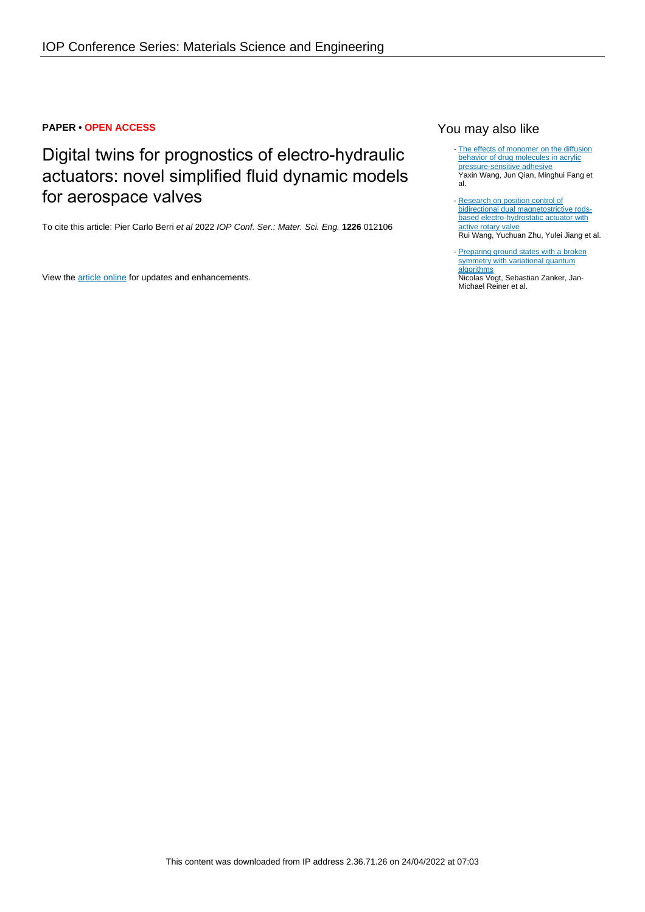**PAPER • OPEN ACCESS**

# Digital twins for prognostics of electro-hydraulic actuators: novel simplified fluid dynamic models for aerospace valves

To cite this article: Pier Carlo Berri *et al* 2022 *IOP Conf. Ser.: Mater. Sci. Eng.* **1226** 012106

View the article online for updates and enhancements.

## You may also like

- The effects of monomer on the diffusion behavior of drug molecules in acrylic pressure-sensitive adhesive
Yaxin Wang, Jun Qian, Minghui Fang et al.

- Research on position control of bidirectional dual magnetostrictive rods-based electro-hydrostatic actuator with active rotary valve
Rui Wang, Yuchuan Zhu, Yulei Jiang et al.

- Preparing ground states with a broken symmetry with variational quantum algorithms
Nicolas Vogt, Sebastian Zanker, Jan-Michael Reiner et al.

This content was downloaded from IP address 2.36.71.26 on 24/04/2022 at 07:03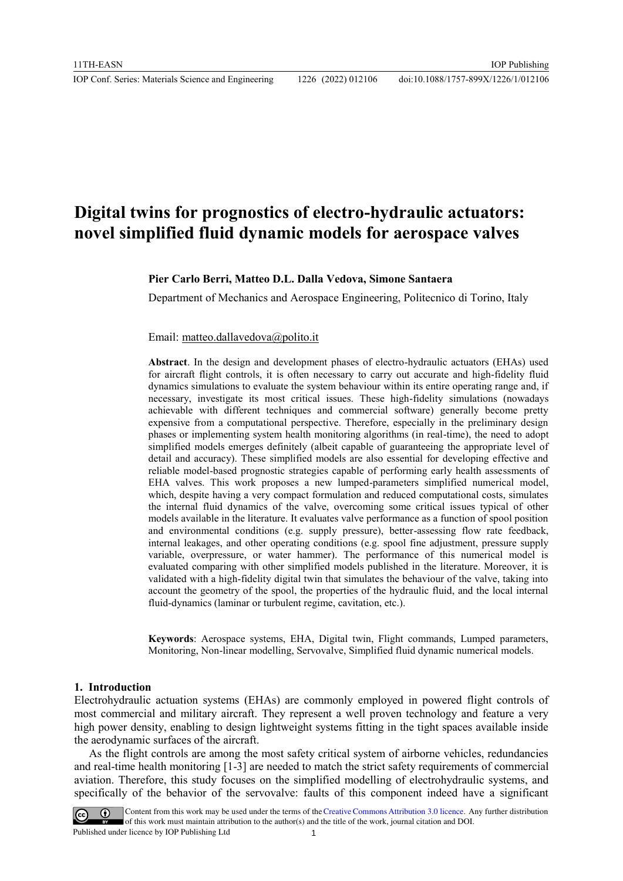# Digital twins for prognostics of electro-hydraulic actuators: novel simplified fluid dynamic models for aerospace valves

**Pier Carlo Berri, Matteo D.L. Dalla Vedova, Simone Santaera**

Department of Mechanics and Aerospace Engineering, Politecnico di Torino, Italy

Email: matteo.dallavedova@polito.it

**Abstract**. In the design and development phases of electro-hydraulic actuators (EHAs) used for aircraft flight controls, it is often necessary to carry out accurate and high-fidelity fluid dynamics simulations to evaluate the system behaviour within its entire operating range and, if necessary, investigate its most critical issues. These high-fidelity simulations (nowadays achievable with different techniques and commercial software) generally become pretty expensive from a computational perspective. Therefore, especially in the preliminary design phases or implementing system health monitoring algorithms (in real-time), the need to adopt simplified models emerges definitely (albeit capable of guaranteeing the appropriate level of detail and accuracy). These simplified models are also essential for developing effective and reliable model-based prognostic strategies capable of performing early health assessments of EHA valves. This work proposes a new lumped-parameters simplified numerical model, which, despite having a very compact formulation and reduced computational costs, simulates the internal fluid dynamics of the valve, overcoming some critical issues typical of other models available in the literature. It evaluates valve performance as a function of spool position and environmental conditions (e.g. supply pressure), better-assessing flow rate feedback, internal leakages, and other operating conditions (e.g. spool fine adjustment, pressure supply variable, overpressure, or water hammer). The performance of this numerical model is evaluated comparing with other simplified models published in the literature. Moreover, it is validated with a high-fidelity digital twin that simulates the behaviour of the valve, taking into account the geometry of the spool, the properties of the hydraulic fluid, and the local internal fluid-dynamics (laminar or turbulent regime, cavitation, etc.).

**Keywords**: Aerospace systems, EHA, Digital twin, Flight commands, Lumped parameters, Monitoring, Non-linear modelling, Servovalve, Simplified fluid dynamic numerical models.

## 1. Introduction

Electrohydraulic actuation systems (EHAs) are commonly employed in powered flight controls of most commercial and military aircraft. They represent a well proven technology and feature a very high power density, enabling to design lightweight systems fitting in the tight spaces available inside the aerodynamic surfaces of the aircraft.

As the flight controls are among the most safety critical system of airborne vehicles, redundancies and real-time health monitoring [1-3] are needed to match the strict safety requirements of commercial aviation. Therefore, this study focuses on the simplified modelling of electrohydraulic systems, and specifically of the behavior of the servovalve: faults of this component indeed have a significant

Content from this work may be used under the terms of the Creative Commons Attribution 3.0 licence. Any further distribution of this work must maintain attribution to the author(s) and the title of the work, journal citation and DOI.

Published under licence by IOP Publishing Ltd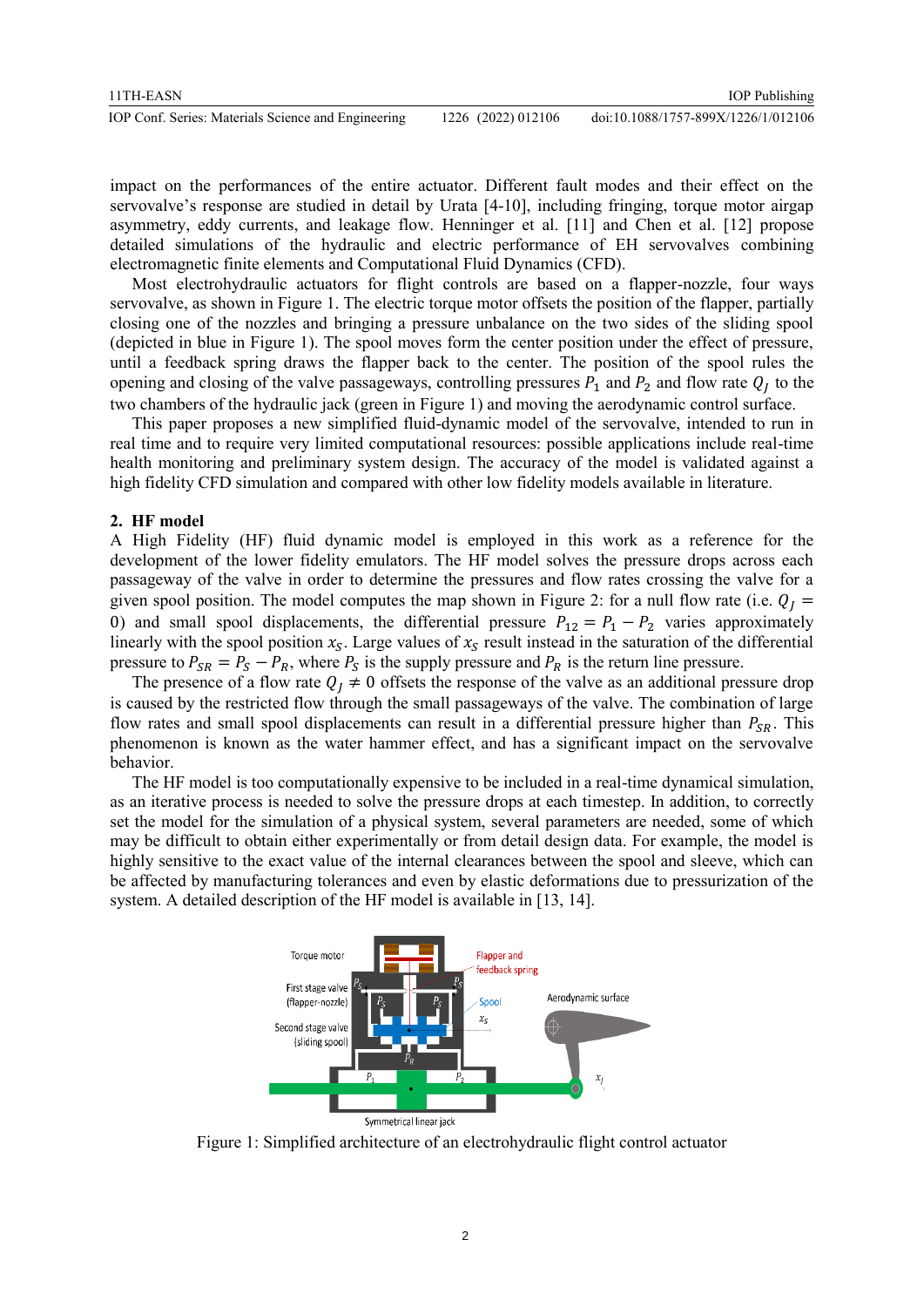impact on the performances of the entire actuator. Different fault modes and their effect on the servovalve's response are studied in detail by Urata [4-10], including fringing, torque motor airgap asymmetry, eddy currents, and leakage flow. Henninger et al. [11] and Chen et al. [12] propose detailed simulations of the hydraulic and electric performance of EH servovalves combining electromagnetic finite elements and Computational Fluid Dynamics (CFD).

Most electrohydraulic actuators for flight controls are based on a flapper-nozzle, four ways servovalve, as shown in Figure 1. The electric torque motor offsets the position of the flapper, partially closing one of the nozzles and bringing a pressure unbalance on the two sides of the sliding spool (depicted in blue in Figure 1). The spool moves form the center position under the effect of pressure, until a feedback spring draws the flapper back to the center. The position of the spool rules the opening and closing of the valve passageways, controlling pressures $P_1$ and $P_2$ and flow rate $Q_J$ to the two chambers of the hydraulic jack (green in Figure 1) and moving the aerodynamic control surface.

This paper proposes a new simplified fluid-dynamic model of the servovalve, intended to run in real time and to require very limited computational resources: possible applications include real-time health monitoring and preliminary system design. The accuracy of the model is validated against a high fidelity CFD simulation and compared with other low fidelity models available in literature.

## 2. HF model

A High Fidelity (HF) fluid dynamic model is employed in this work as a reference for the development of the lower fidelity emulators. The HF model solves the pressure drops across each passageway of the valve in order to determine the pressures and flow rates crossing the valve for a given spool position. The model computes the map shown in Figure 2: for a null flow rate (i.e. $Q_J = 0$) and small spool displacements, the differential pressure $P_{12} = P_1 - P_2$ varies approximately linearly with the spool position $x_S$. Large values of $x_S$ result instead in the saturation of the differential pressure to $P_{SR} = P_S - P_R$, where $P_S$ is the supply pressure and $P_R$ is the return line pressure.

The presence of a flow rate $Q_J \neq 0$ offsets the response of the valve as an additional pressure drop is caused by the restricted flow through the small passageways of the valve. The combination of large flow rates and small spool displacements can result in a differential pressure higher than $P_{SR}$. This phenomenon is known as the water hammer effect, and has a significant impact on the servovalve behavior.

The HF model is too computationally expensive to be included in a real-time dynamical simulation, as an iterative process is needed to solve the pressure drops at each timestep. In addition, to correctly set the model for the simulation of a physical system, several parameters are needed, some of which may be difficult to obtain either experimentally or from detail design data. For example, the model is highly sensitive to the exact value of the internal clearances between the spool and sleeve, which can be affected by manufacturing tolerances and even by elastic deformations due to pressurization of the system. A detailed description of the HF model is available in [13, 14].

Figure 1: Simplified architecture of an electrohydraulic flight control actuator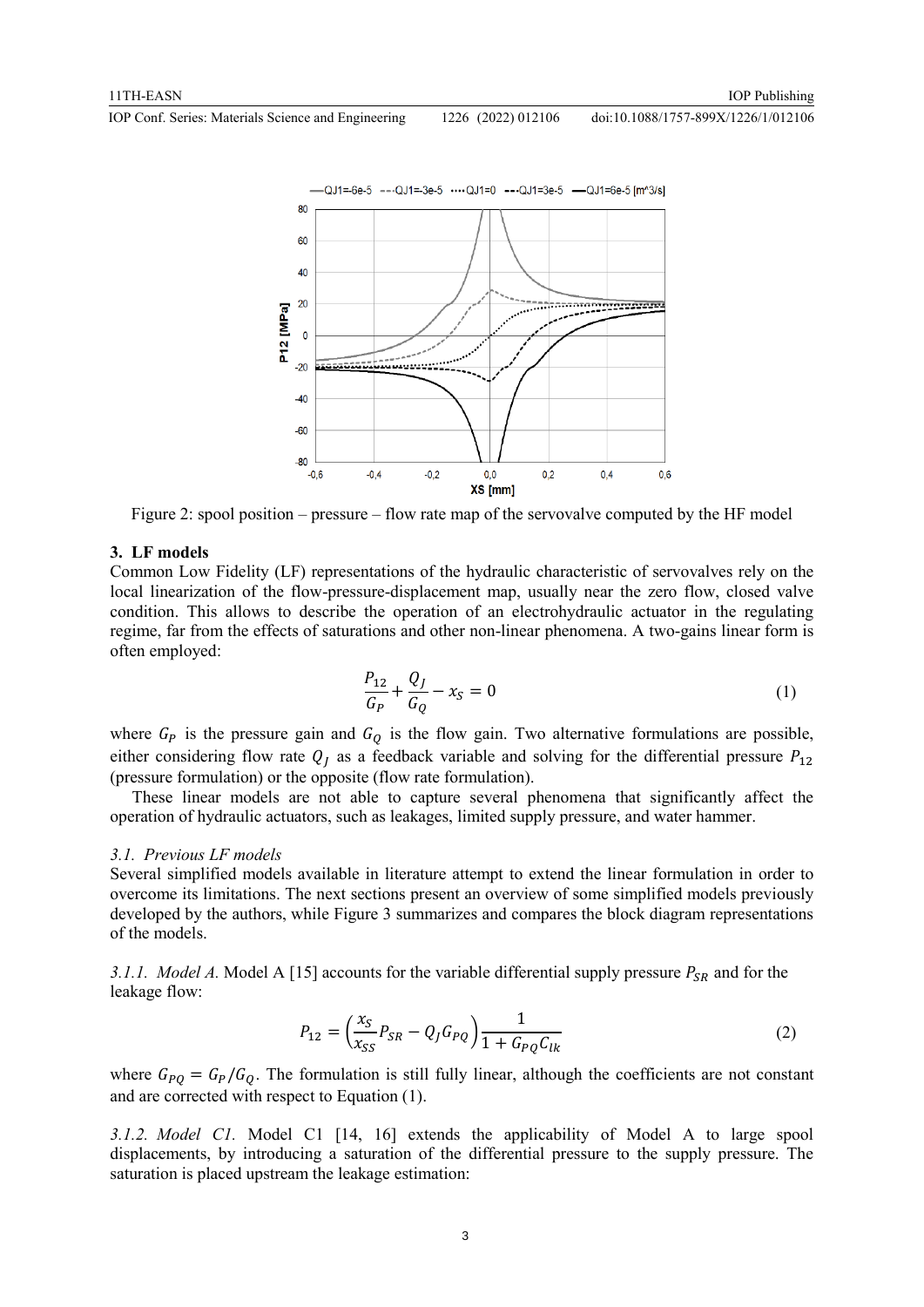Figure 2: spool position – pressure – flow rate map of the servovalve computed by the HF model

## 3. LF models

Common Low Fidelity (LF) representations of the hydraulic characteristic of servovalves rely on the local linearization of the flow-pressure-displacement map, usually near the zero flow, closed valve condition. This allows to describe the operation of an electrohydraulic actuator in the regulating regime, far from the effects of saturations and other non-linear phenomena. A two-gains linear form is often employed:

$$\frac{P_{12}}{G_P} + \frac{Q_J}{G_Q} - x_S = 0 \tag{1}$$

where $G_P$ is the pressure gain and $G_Q$ is the flow gain. Two alternative formulations are possible, either considering flow rate $Q_J$ as a feedback variable and solving for the differential pressure $P_{12}$ (pressure formulation) or the opposite (flow rate formulation).

These linear models are not able to capture several phenomena that significantly affect the operation of hydraulic actuators, such as leakages, limited supply pressure, and water hammer.

### 3.1. Previous LF models

Several simplified models available in literature attempt to extend the linear formulation in order to overcome its limitations. The next sections present an overview of some simplified models previously developed by the authors, while Figure 3 summarizes and compares the block diagram representations of the models.

*3.1.1. Model A.* Model A [15] accounts for the variable differential supply pressure $P_{SR}$ and for the leakage flow:

$$P_{12} = \left(\frac{x_S}{x_{SS}} P_{SR} - Q_J G_{PQ}\right) \frac{1}{1 + G_{PQ} C_{lk}} \tag{2}$$

where $G_{PQ} = G_P / G_Q$. The formulation is still fully linear, although the coefficients are not constant and are corrected with respect to Equation (1).

*3.1.2. Model C1.* Model C1 [14, 16] extends the applicability of Model A to large spool displacements, by introducing a saturation of the differential pressure to the supply pressure. The saturation is placed upstream the leakage estimation: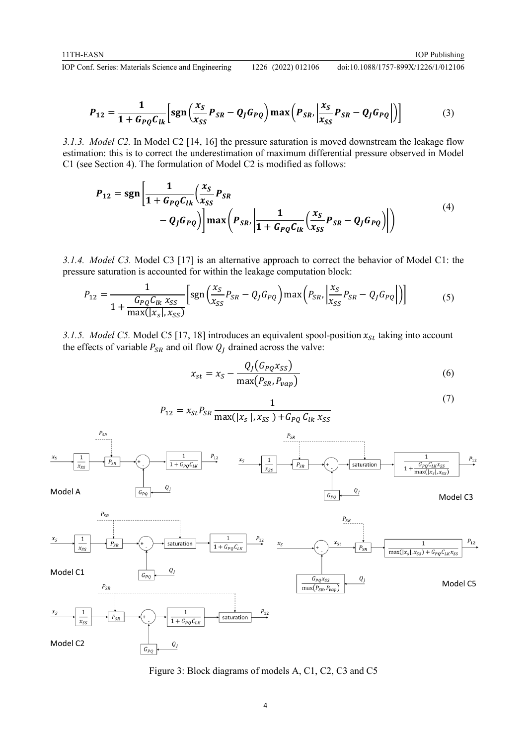$$P_{12} = \frac{1}{1 + G_{PQ}C_{lk}}\left[\text{sgn}\left(\frac{x_S}{x_{SS}}P_{SR} - Q_J G_{PQ}\right)\max\left(P_{SR}, \left|\frac{x_S}{x_{SS}}P_{SR} - Q_J G_{PQ}\right|\right)\right] \tag{3}$$

*3.1.3. Model C2.* In Model C2 [14, 16] the pressure saturation is moved downstream the leakage flow estimation: this is to correct the underestimation of maximum differential pressure observed in Model C1 (see Section 4). The formulation of Model C2 is modified as follows:

$$P_{12} = \text{sgn}\left[\frac{1}{1 + G_{PQ}C_{lk}}\left(\frac{x_S}{x_{SS}}P_{SR} - Q_J G_{PQ}\right)\right]\max\left(P_{SR}, \left|\frac{1}{1 + G_{PQ}C_{lk}}\left(\frac{x_S}{x_{SS}}P_{SR} - Q_J G_{PQ}\right)\right|\right) \tag{4}$$

*3.1.4. Model C3.* Model C3 [17] is an alternative approach to correct the behavior of Model C1: the pressure saturation is accounted for within the leakage computation block:

$$P_{12} = \frac{1}{1 + \frac{G_{PQ}C_{lk}\, x_{SS}}{\max(|x_s|, x_{SS})}}\left[\text{sgn}\left(\frac{x_S}{x_{SS}}P_{SR} - Q_J G_{PQ}\right)\max\left(P_{SR}, \left|\frac{x_S}{x_{SS}}P_{SR} - Q_J G_{PQ}\right|\right)\right] \tag{5}$$

*3.1.5. Model C5.* Model C5 [17, 18] introduces an equivalent spool-position $x_{St}$ taking into account the effects of variable $P_{SR}$ and oil flow $Q_J$ drained across the valve:

$$x_{st} = x_S - \frac{Q_J(G_{PQ}x_{SS})}{\max(P_{SR}, P_{vap})} \tag{6}$$

$$P_{12} = x_{St}P_{SR}\frac{1}{\max(|x_s|, x_{SS}) + G_{PQ}\,C_{lk}\,x_{SS}} \tag{7}$$

Figure 3: Block diagrams of models A, C1, C2, C3 and C5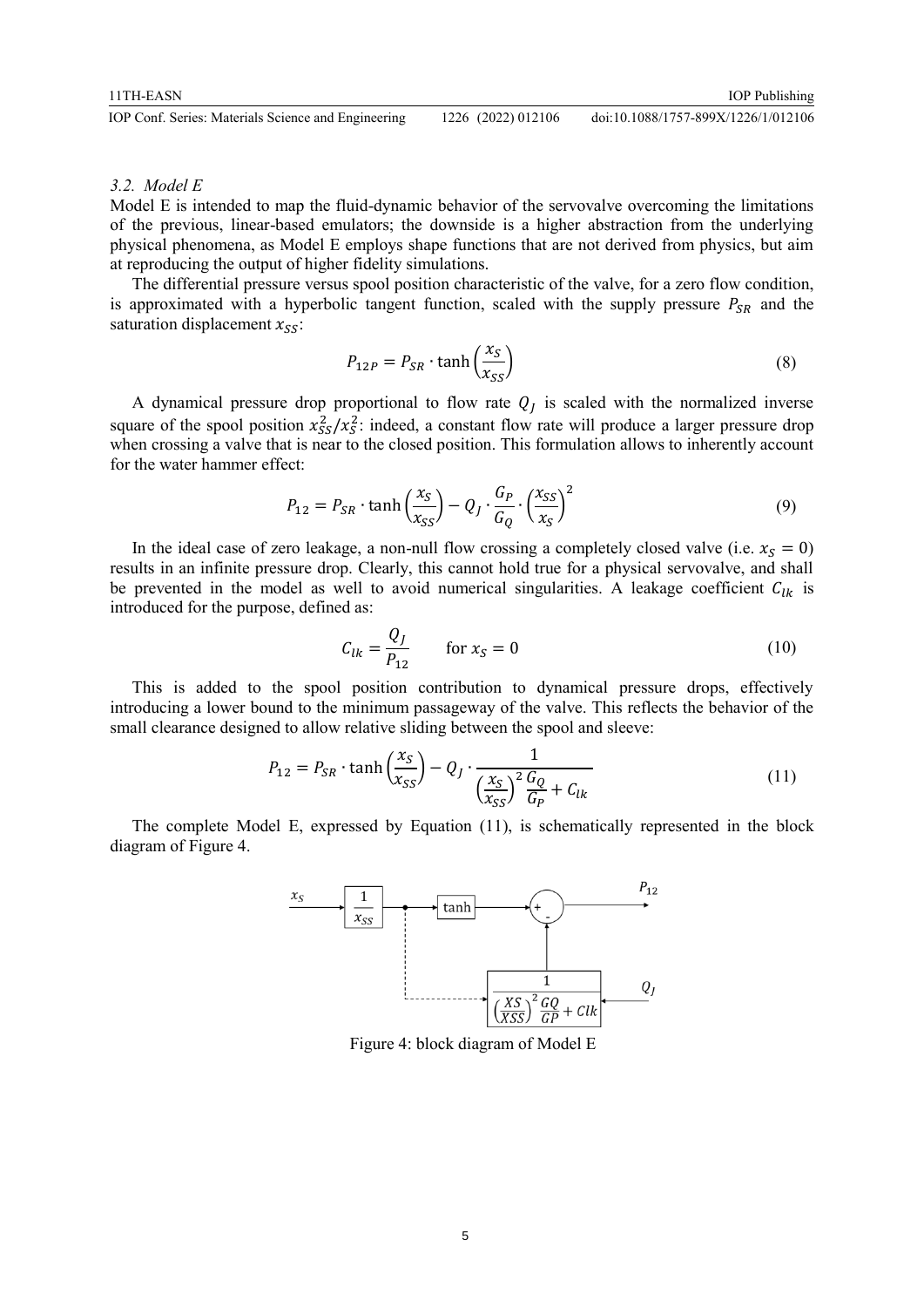### 3.2. Model E

Model E is intended to map the fluid-dynamic behavior of the servovalve overcoming the limitations of the previous, linear-based emulators; the downside is a higher abstraction from the underlying physical phenomena, as Model E employs shape functions that are not derived from physics, but aim at reproducing the output of higher fidelity simulations.

The differential pressure versus spool position characteristic of the valve, for a zero flow condition, is approximated with a hyperbolic tangent function, scaled with the supply pressure $P_{SR}$ and the saturation displacement $x_{SS}$:

$$P_{12P} = P_{SR} \cdot \tanh\left(\frac{x_S}{x_{SS}}\right) \tag{8}$$

A dynamical pressure drop proportional to flow rate $Q_J$ is scaled with the normalized inverse square of the spool position $x_{SS}^2/x_S^2$: indeed, a constant flow rate will produce a larger pressure drop when crossing a valve that is near to the closed position. This formulation allows to inherently account for the water hammer effect:

$$P_{12} = P_{SR} \cdot \tanh\left(\frac{x_S}{x_{SS}}\right) - Q_J \cdot \frac{G_P}{G_Q} \cdot \left(\frac{x_{SS}}{x_S}\right)^2 \tag{9}$$

In the ideal case of zero leakage, a non-null flow crossing a completely closed valve (i.e. $x_S = 0$) results in an infinite pressure drop. Clearly, this cannot hold true for a physical servovalve, and shall be prevented in the model as well to avoid numerical singularities. A leakage coefficient $C_{lk}$ is introduced for the purpose, defined as:

$$C_{lk} = \frac{Q_J}{P_{12}} \qquad \text{for } x_S = 0 \tag{10}$$

This is added to the spool position contribution to dynamical pressure drops, effectively introducing a lower bound to the minimum passageway of the valve. This reflects the behavior of the small clearance designed to allow relative sliding between the spool and sleeve:

$$P_{12} = P_{SR} \cdot \tanh\left(\frac{x_S}{x_{SS}}\right) - Q_J \cdot \frac{1}{\left(\frac{x_S}{x_{SS}}\right)^2 \frac{G_Q}{G_P} + C_{lk}} \tag{11}$$

The complete Model E, expressed by Equation (11), is schematically represented in the block diagram of Figure 4.

Figure 4: block diagram of Model E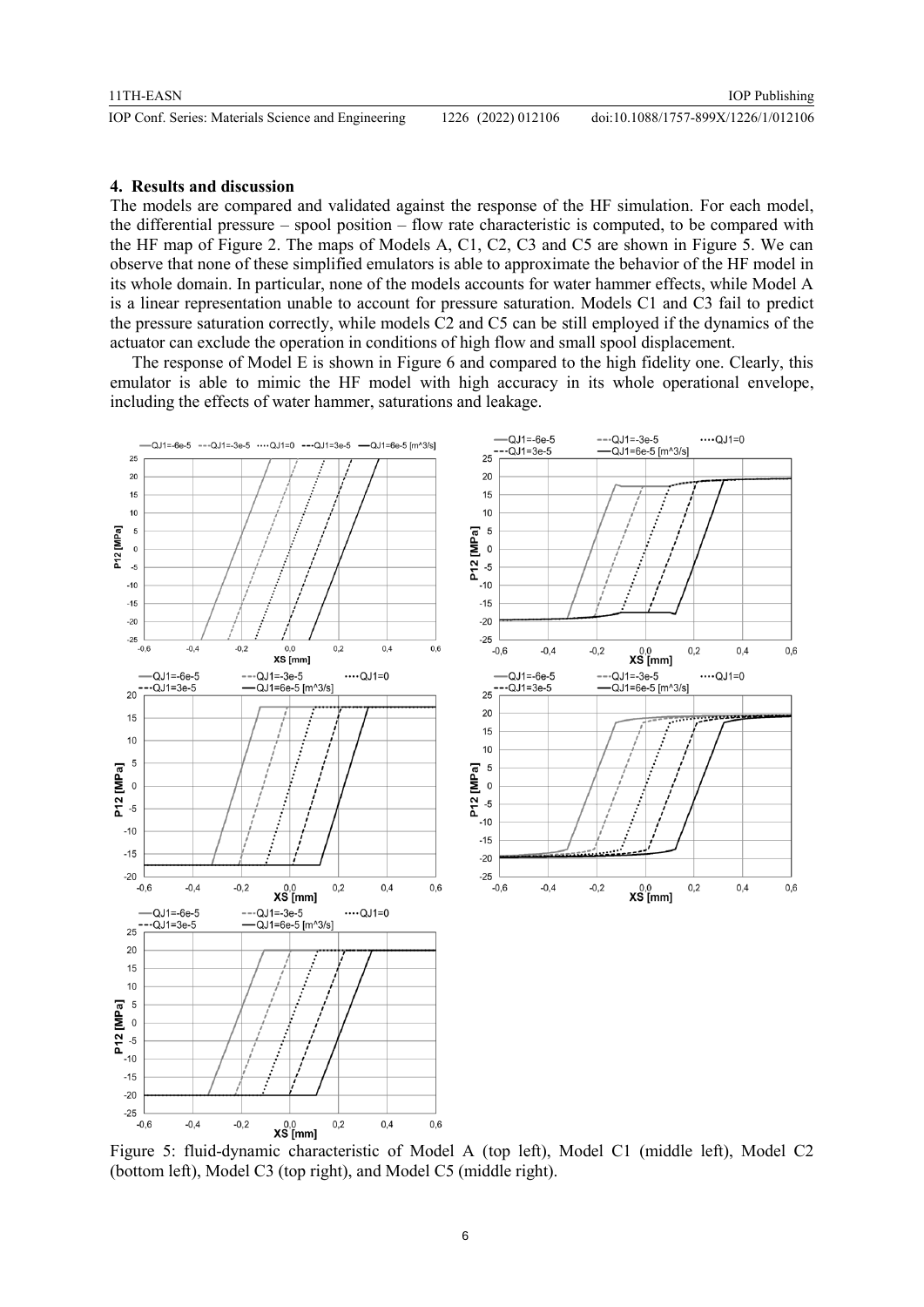## 4. Results and discussion

The models are compared and validated against the response of the HF simulation. For each model, the differential pressure – spool position – flow rate characteristic is computed, to be compared with the HF map of Figure 2. The maps of Models A, C1, C2, C3 and C5 are shown in Figure 5. We can observe that none of these simplified emulators is able to approximate the behavior of the HF model in its whole domain. In particular, none of the models accounts for water hammer effects, while Model A is a linear representation unable to account for pressure saturation. Models C1 and C3 fail to predict the pressure saturation correctly, while models C2 and C5 can be still employed if the dynamics of the actuator can exclude the operation in conditions of high flow and small spool displacement.

The response of Model E is shown in Figure 6 and compared to the high fidelity one. Clearly, this emulator is able to mimic the HF model with high accuracy in its whole operational envelope, including the effects of water hammer, saturations and leakage.

Figure 5: fluid-dynamic characteristic of Model A (top left), Model C1 (middle left), Model C2 (bottom left), Model C3 (top right), and Model C5 (middle right).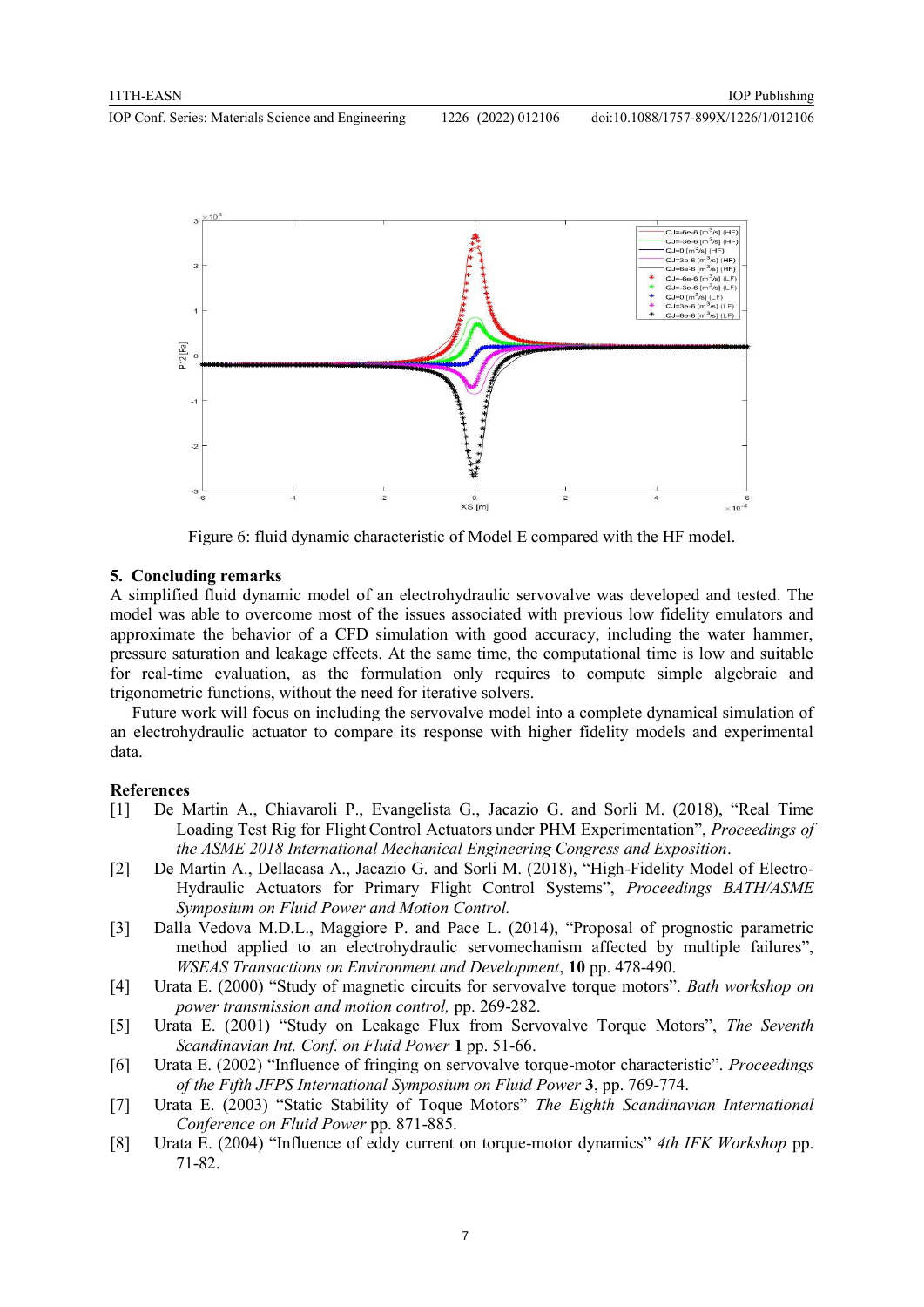Figure 6: fluid dynamic characteristic of Model E compared with the HF model.

## 5. Concluding remarks

A simplified fluid dynamic model of an electrohydraulic servovalve was developed and tested. The model was able to overcome most of the issues associated with previous low fidelity emulators and approximate the behavior of a CFD simulation with good accuracy, including the water hammer, pressure saturation and leakage effects. At the same time, the computational time is low and suitable for real-time evaluation, as the formulation only requires to compute simple algebraic and trigonometric functions, without the need for iterative solvers.

Future work will focus on including the servovalve model into a complete dynamical simulation of an electrohydraulic actuator to compare its response with higher fidelity models and experimental data.

## References

[1] De Martin A., Chiavaroli P., Evangelista G., Jacazio G. and Sorli M. (2018), "Real Time Loading Test Rig for Flight Control Actuators under PHM Experimentation", *Proceedings of the ASME 2018 International Mechanical Engineering Congress and Exposition*.

[2] De Martin A., Dellacasa A., Jacazio G. and Sorli M. (2018), "High-Fidelity Model of Electro-Hydraulic Actuators for Primary Flight Control Systems", *Proceedings BATH/ASME Symposium on Fluid Power and Motion Control.*

[3] Dalla Vedova M.D.L., Maggiore P. and Pace L. (2014), "Proposal of prognostic parametric method applied to an electrohydraulic servomechanism affected by multiple failures", *WSEAS Transactions on Environment and Development*, **10** pp. 478-490.

[4] Urata E. (2000) "Study of magnetic circuits for servovalve torque motors". *Bath workshop on power transmission and motion control,* pp. 269-282.

[5] Urata E. (2001) "Study on Leakage Flux from Servovalve Torque Motors", *The Seventh Scandinavian Int. Conf. on Fluid Power* **1** pp. 51-66.

[6] Urata E. (2002) "Influence of fringing on servovalve torque-motor characteristic". *Proceedings of the Fifth JFPS International Symposium on Fluid Power* **3**, pp. 769-774.

[7] Urata E. (2003) "Static Stability of Toque Motors" *The Eighth Scandinavian International Conference on Fluid Power* pp. 871-885.

[8] Urata E. (2004) "Influence of eddy current on torque-motor dynamics" *4th IFK Workshop* pp. 71-82.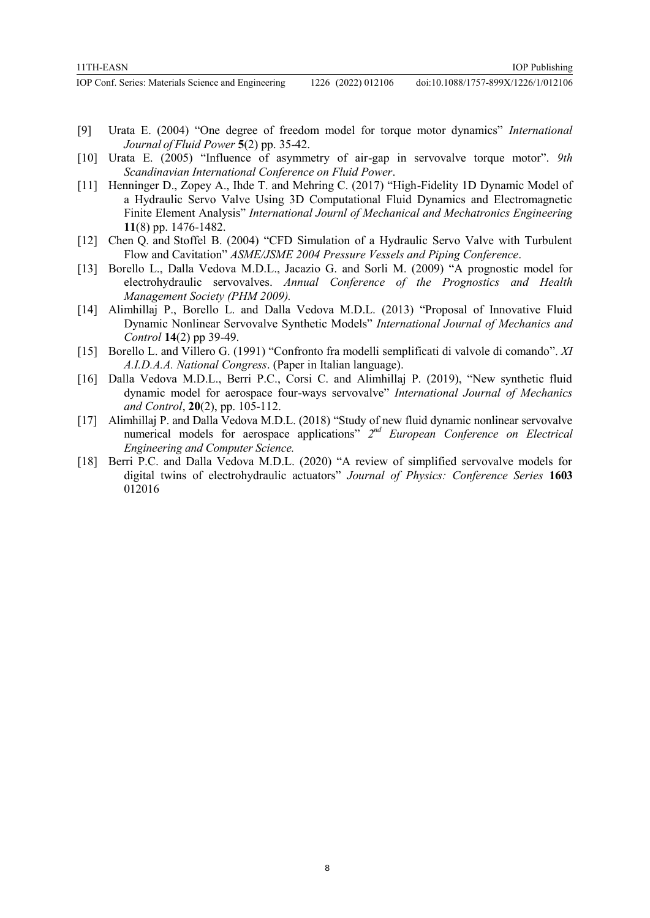[9] Urata E. (2004) "One degree of freedom model for torque motor dynamics" *International Journal of Fluid Power* **5**(2) pp. 35-42.

[10] Urata E. (2005) "Influence of asymmetry of air-gap in servovalve torque motor". *9th Scandinavian International Conference on Fluid Power*.

[11] Henninger D., Zopey A., Ihde T. and Mehring C. (2017) "High-Fidelity 1D Dynamic Model of a Hydraulic Servo Valve Using 3D Computational Fluid Dynamics and Electromagnetic Finite Element Analysis" *International Journl of Mechanical and Mechatronics Engineering* **11**(8) pp. 1476-1482.

[12] Chen Q. and Stoffel B. (2004) "CFD Simulation of a Hydraulic Servo Valve with Turbulent Flow and Cavitation" *ASME/JSME 2004 Pressure Vessels and Piping Conference*.

[13] Borello L., Dalla Vedova M.D.L., Jacazio G. and Sorli M. (2009) "A prognostic model for electrohydraulic servovalves. *Annual Conference of the Prognostics and Health Management Society (PHM 2009).*

[14] Alimhillaj P., Borello L. and Dalla Vedova M.D.L. (2013) "Proposal of Innovative Fluid Dynamic Nonlinear Servovalve Synthetic Models" *International Journal of Mechanics and Control* **14**(2) pp 39-49.

[15] Borello L. and Villero G. (1991) "Confronto fra modelli semplificati di valvole di comando". *XI A.I.D.A.A. National Congress*. (Paper in Italian language).

[16] Dalla Vedova M.D.L., Berri P.C., Corsi C. and Alimhillaj P. (2019), "New synthetic fluid dynamic model for aerospace four-ways servovalve" *International Journal of Mechanics and Control*, **20**(2), pp. 105-112.

[17] Alimhillaj P. and Dalla Vedova M.D.L. (2018) "Study of new fluid dynamic nonlinear servovalve numerical models for aerospace applications" *2nd European Conference on Electrical Engineering and Computer Science.*

[18] Berri P.C. and Dalla Vedova M.D.L. (2020) "A review of simplified servovalve models for digital twins of electrohydraulic actuators" *Journal of Physics: Conference Series* **1603** 012016